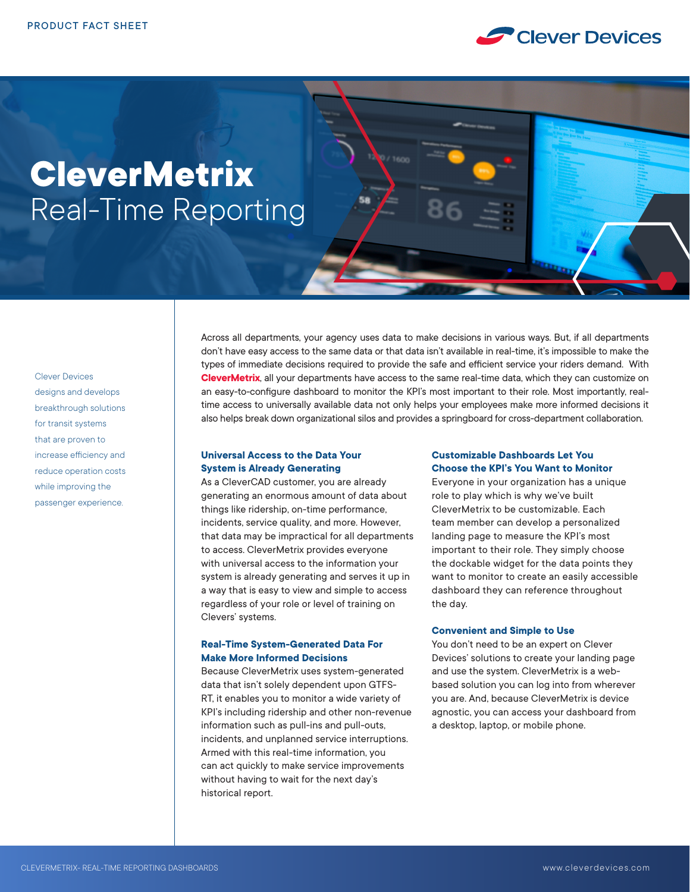PRODUCT FACT SHEET

# CleverMetrix
## Real-Time Reporting

Clever Devices designs and develops breakthrough solutions for transit systems that are proven to increase efficiency and reduce operation costs while improving the passenger experience.

Across all departments, your agency uses data to make decisions in various ways. But, if all departments don't have easy access to the same data or that data isn't available in real-time, it's impossible to make the types of immediate decisions required to provide the safe and efficient service your riders demand. With **CleverMetrix**, all your departments have access to the same real-time data, which they can customize on an easy-to-configure dashboard to monitor the KPI's most important to their role. Most importantly, real-time access to universally available data not only helps your employees make more informed decisions it also helps break down organizational silos and provides a springboard for cross-department collaboration.

### Universal Access to the Data Your System is Already Generating

As a CleverCAD customer, you are already generating an enormous amount of data about things like ridership, on-time performance, incidents, service quality, and more. However, that data may be impractical for all departments to access. CleverMetrix provides everyone with universal access to the information your system is already generating and serves it up in a way that is easy to view and simple to access regardless of your role or level of training on Clevers' systems.

### Real-Time System-Generated Data For Make More Informed Decisions

Because CleverMetrix uses system-generated data that isn't solely dependent upon GTFS-RT, it enables you to monitor a wide variety of KPI's including ridership and other non-revenue information such as pull-ins and pull-outs, incidents, and unplanned service interruptions. Armed with this real-time information, you can act quickly to make service improvements without having to wait for the next day's historical report.

### Customizable Dashboards Let You Choose the KPI's You Want to Monitor

Everyone in your organization has a unique role to play which is why we've built CleverMetrix to be customizable. Each team member can develop a personalized landing page to measure the KPI's most important to their role. They simply choose the dockable widget for the data points they want to monitor to create an easily accessible dashboard they can reference throughout the day.

### Convenient and Simple to Use

You don't need to be an expert on Clever Devices' solutions to create your landing page and use the system. CleverMetrix is a web-based solution you can log into from wherever you are. And, because CleverMetrix is device agnostic, you can access your dashboard from a desktop, laptop, or mobile phone.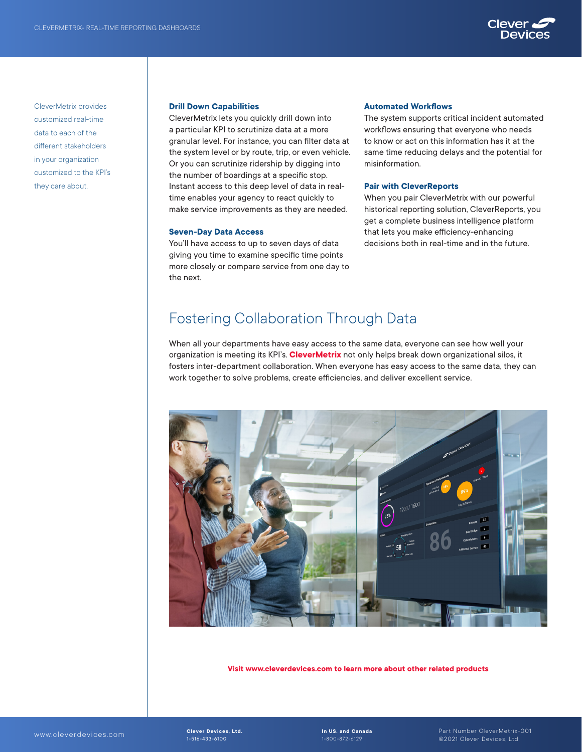CleverMetrix provides customized real-time data to each of the different stakeholders in your organization customized to the KPI's they care about.

### Drill Down Capabilities

CleverMetrix lets you quickly drill down into a particular KPI to scrutinize data at a more granular level. For instance, you can filter data at the system level or by route, trip, or even vehicle. Or you can scrutinize ridership by digging into the number of boardings at a specific stop. Instant access to this deep level of data in real-time enables your agency to react quickly to make service improvements as they are needed.

### Seven-Day Data Access

You'll have access to up to seven days of data giving you time to examine specific time points more closely or compare service from one day to the next.

### Automated Workflows

The system supports critical incident automated workflows ensuring that everyone who needs to know or act on this information has it at the same time reducing delays and the potential for misinformation.

### Pair with CleverReports

When you pair CleverMetrix with our powerful historical reporting solution, CleverReports, you get a complete business intelligence platform that lets you make efficiency-enhancing decisions both in real-time and in the future.

## Fostering Collaboration Through Data

When all your departments have easy access to the same data, everyone can see how well your organization is meeting its KPI's. **CleverMetrix** not only helps break down organizational silos, it fosters inter-department collaboration. When everyone has easy access to the same data, they can work together to solve problems, create efficiencies, and deliver excellent service.

**Visit www.cleverdevices.com to learn more about other related products**

www.cleverdevices.com

**Clever Devices, Ltd.**
1-516-433-6100

**In US. and Canada**
1-800-872-6129

Part Number CleverMetrix-001
©2021 Clever Devices, Ltd.